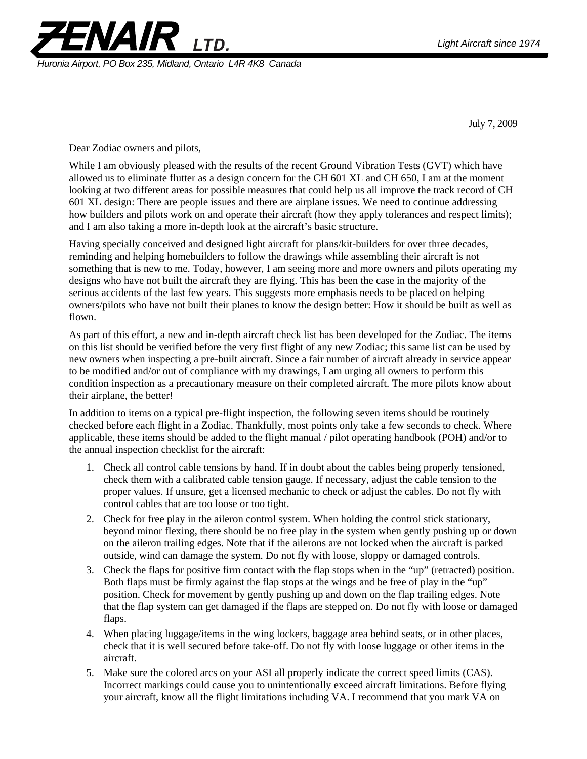# ZENAIR LTD.

*Light Aircraft since 1974*

*Huronia Airport, PO Box 235, Midland, Ontario L4R 4K8 Canada*

July 7, 2009

Dear Zodiac owners and pilots,

While I am obviously pleased with the results of the recent Ground Vibration Tests (GVT) which have allowed us to eliminate flutter as a design concern for the CH 601 XL and CH 650, I am at the moment looking at two different areas for possible measures that could help us all improve the track record of CH 601 XL design: There are people issues and there are airplane issues. We need to continue addressing how builders and pilots work on and operate their aircraft (how they apply tolerances and respect limits); and I am also taking a more in-depth look at the aircraft's basic structure.

Having specially conceived and designed light aircraft for plans/kit-builders for over three decades, reminding and helping homebuilders to follow the drawings while assembling their aircraft is not something that is new to me. Today, however, I am seeing more and more owners and pilots operating my designs who have not built the aircraft they are flying. This has been the case in the majority of the serious accidents of the last few years. This suggests more emphasis needs to be placed on helping owners/pilots who have not built their planes to know the design better: How it should be built as well as flown.

As part of this effort, a new and in-depth aircraft check list has been developed for the Zodiac. The items on this list should be verified before the very first flight of any new Zodiac; this same list can be used by new owners when inspecting a pre-built aircraft. Since a fair number of aircraft already in service appear to be modified and/or out of compliance with my drawings, I am urging all owners to perform this condition inspection as a precautionary measure on their completed aircraft. The more pilots know about their airplane, the better!

In addition to items on a typical pre-flight inspection, the following seven items should be routinely checked before each flight in a Zodiac. Thankfully, most points only take a few seconds to check. Where applicable, these items should be added to the flight manual / pilot operating handbook (POH) and/or to the annual inspection checklist for the aircraft:

1. Check all control cable tensions by hand. If in doubt about the cables being properly tensioned, check them with a calibrated cable tension gauge. If necessary, adjust the cable tension to the proper values. If unsure, get a licensed mechanic to check or adjust the cables. Do not fly with control cables that are too loose or too tight.
2. Check for free play in the aileron control system. When holding the control stick stationary, beyond minor flexing, there should be no free play in the system when gently pushing up or down on the aileron trailing edges. Note that if the ailerons are not locked when the aircraft is parked outside, wind can damage the system. Do not fly with loose, sloppy or damaged controls.
3. Check the flaps for positive firm contact with the flap stops when in the "up" (retracted) position. Both flaps must be firmly against the flap stops at the wings and be free of play in the "up" position. Check for movement by gently pushing up and down on the flap trailing edges. Note that the flap system can get damaged if the flaps are stepped on. Do not fly with loose or damaged flaps.
4. When placing luggage/items in the wing lockers, baggage area behind seats, or in other places, check that it is well secured before take-off. Do not fly with loose luggage or other items in the aircraft.
5. Make sure the colored arcs on your ASI all properly indicate the correct speed limits (CAS). Incorrect markings could cause you to unintentionally exceed aircraft limitations. Before flying your aircraft, know all the flight limitations including $V_A$. I recommend that you mark $V_A$ on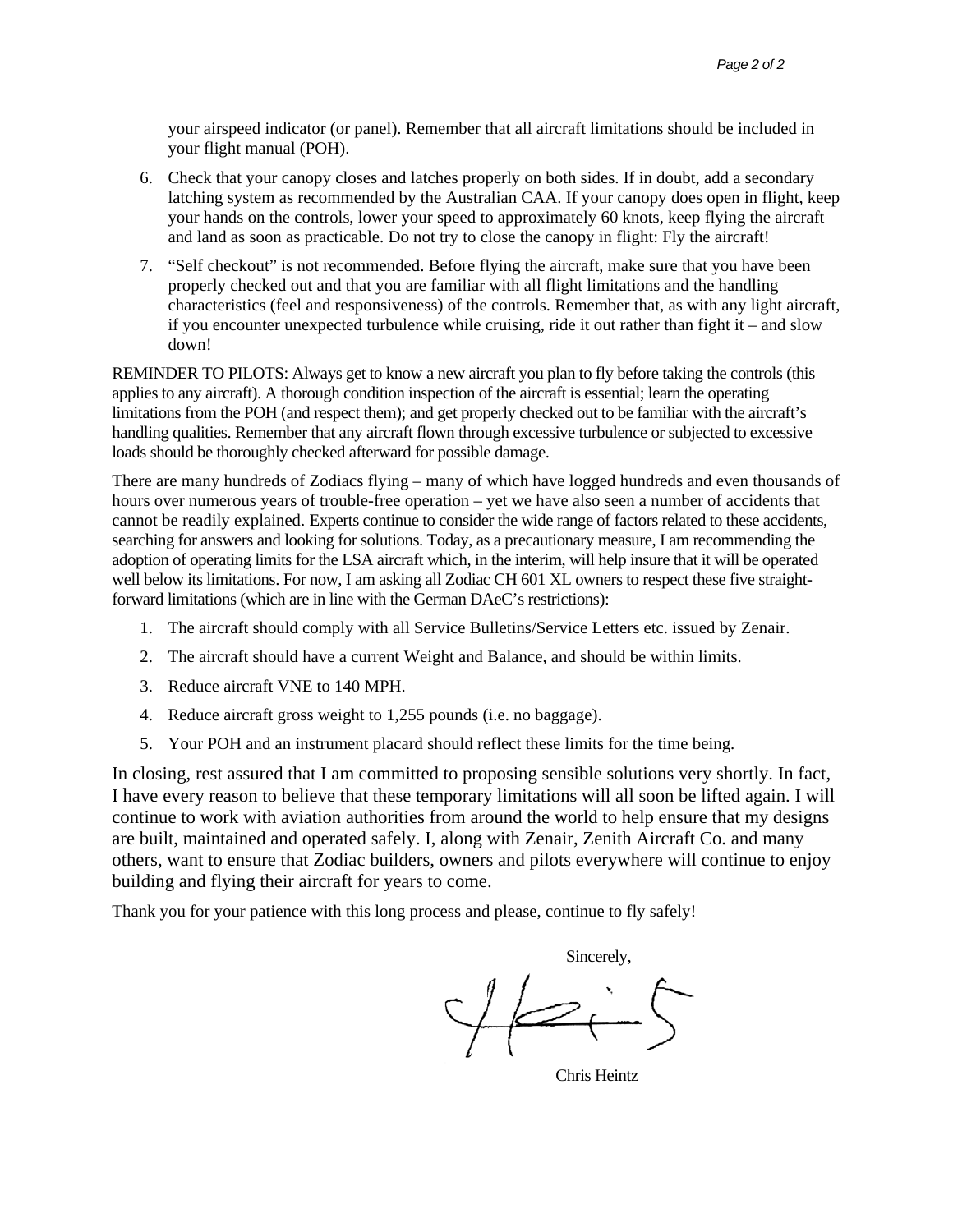your airspeed indicator (or panel). Remember that all aircraft limitations should be included in your flight manual (POH).

6. Check that your canopy closes and latches properly on both sides. If in doubt, add a secondary latching system as recommended by the Australian CAA. If your canopy does open in flight, keep your hands on the controls, lower your speed to approximately 60 knots, keep flying the aircraft and land as soon as practicable. Do not try to close the canopy in flight: Fly the aircraft!
7. "Self checkout" is not recommended. Before flying the aircraft, make sure that you have been properly checked out and that you are familiar with all flight limitations and the handling characteristics (feel and responsiveness) of the controls. Remember that, as with any light aircraft, if you encounter unexpected turbulence while cruising, ride it out rather than fight it – and slow down!

REMINDER TO PILOTS: Always get to know a new aircraft you plan to fly before taking the controls (this applies to any aircraft). A thorough condition inspection of the aircraft is essential; learn the operating limitations from the POH (and respect them); and get properly checked out to be familiar with the aircraft's handling qualities. Remember that any aircraft flown through excessive turbulence or subjected to excessive loads should be thoroughly checked afterward for possible damage.

There are many hundreds of Zodiacs flying – many of which have logged hundreds and even thousands of hours over numerous years of trouble-free operation – yet we have also seen a number of accidents that cannot be readily explained. Experts continue to consider the wide range of factors related to these accidents, searching for answers and looking for solutions. Today, as a precautionary measure, I am recommending the adoption of operating limits for the LSA aircraft which, in the interim, will help insure that it will be operated well below its limitations. For now, I am asking all Zodiac CH 601 XL owners to respect these five straight-forward limitations (which are in line with the German DAeC's restrictions):

1. The aircraft should comply with all Service Bulletins/Service Letters etc. issued by Zenair.
2. The aircraft should have a current Weight and Balance, and should be within limits.
3. Reduce aircraft VNE to 140 MPH.
4. Reduce aircraft gross weight to 1,255 pounds (i.e. no baggage).
5. Your POH and an instrument placard should reflect these limits for the time being.

In closing, rest assured that I am committed to proposing sensible solutions very shortly. In fact, I have every reason to believe that these temporary limitations will all soon be lifted again. I will continue to work with aviation authorities from around the world to help ensure that my designs are built, maintained and operated safely. I, along with Zenair, Zenith Aircraft Co. and many others, want to ensure that Zodiac builders, owners and pilots everywhere will continue to enjoy building and flying their aircraft for years to come.

Thank you for your patience with this long process and please, continue to fly safely!

Sincerely,

Chris Heintz